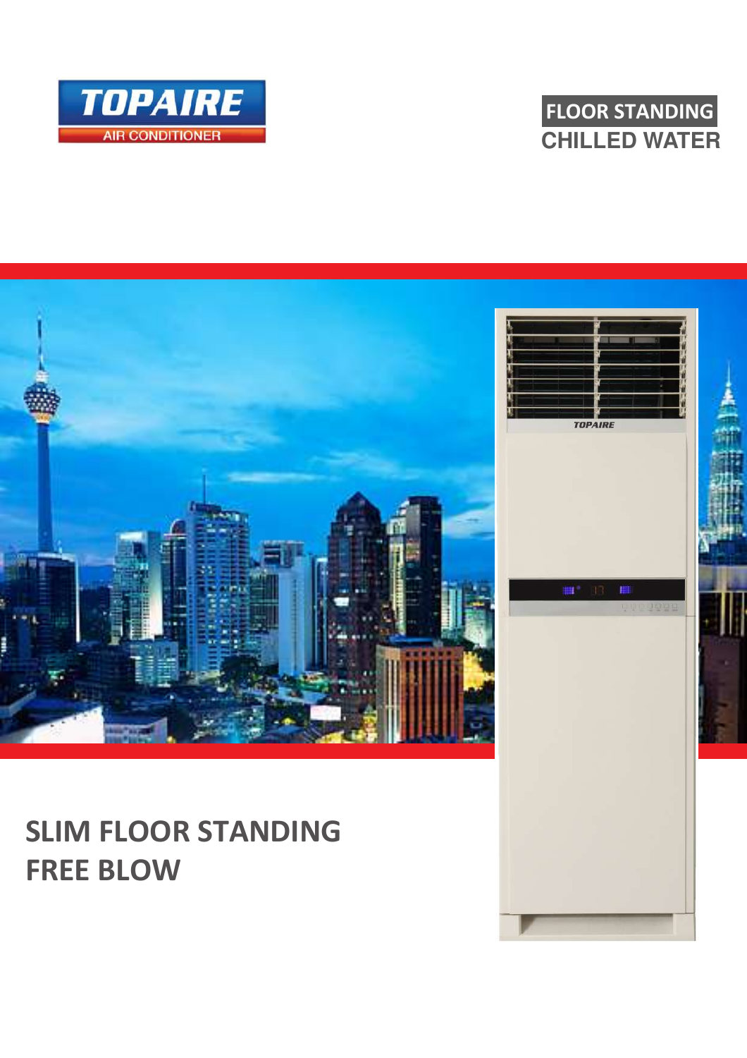TOPAIRE
AIR CONDITIONER

**FLOOR STANDING**
**CHILLED WATER**

# SLIM FLOOR STANDING
# FREE BLOW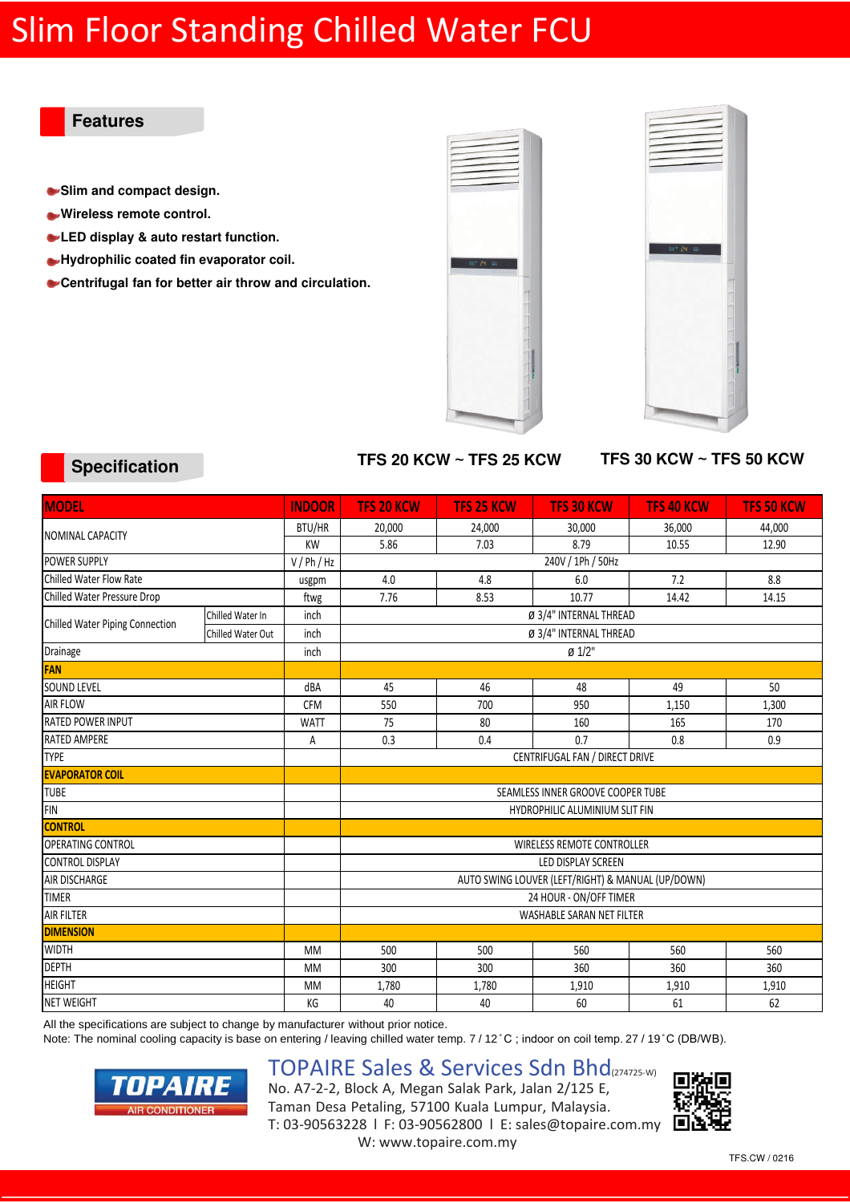# Slim Floor Standing Chilled Water FCU

## Features

- Slim and compact design.
- Wireless remote control.
- LED display & auto restart function.
- Hydrophilic coated fin evaporator coil.
- Centrifugal fan for better air throw and circulation.

TFS 20 KCW ~ TFS 25 KCW

TFS 30 KCW ~ TFS 50 KCW

## Specification

| MODEL | | INDOOR | TFS 20 KCW | TFS 25 KCW | TFS 30 KCW | TFS 40 KCW | TFS 50 KCW |
|---|---|---|---|---|---|---|---|
| NOMINAL CAPACITY | | BTU/HR | 20,000 | 24,000 | 30,000 | 36,000 | 44,000 |
| | | KW | 5.86 | 7.03 | 8.79 | 10.55 | 12.90 |
| POWER SUPPLY | | V / Ph / Hz | 240V / 1Ph / 50Hz | | | | |
| Chilled Water Flow Rate | | usgpm | 4.0 | 4.8 | 6.0 | 7.2 | 8.8 |
| Chilled Water Pressure Drop | | ftwg | 7.76 | 8.53 | 10.77 | 14.42 | 14.15 |
| Chilled Water Piping Connection | Chilled Water In | inch | ø 3/4" INTERNAL THREAD | | | | |
| | Chilled Water Out | inch | ø 3/4" INTERNAL THREAD | | | | |
| Drainage | | inch | ø 1/2" | | | | |
| **FAN** | | | | | | | |
| SOUND LEVEL | | dBA | 45 | 46 | 48 | 49 | 50 |
| AIR FLOW | | CFM | 550 | 700 | 950 | 1,150 | 1,300 |
| RATED POWER INPUT | | WATT | 75 | 80 | 160 | 165 | 170 |
| RATED AMPERE | | A | 0.3 | 0.4 | 0.7 | 0.8 | 0.9 |
| TYPE | | | CENTRIFUGAL FAN / DIRECT DRIVE | | | | |
| **EVAPORATOR COIL** | | | | | | | |
| TUBE | | | SEAMLESS INNER GROOVE COOPER TUBE | | | | |
| FIN | | | HYDROPHILIC ALUMINIUM SLIT FIN | | | | |
| **CONTROL** | | | | | | | |
| OPERATING CONTROL | | | WIRELESS REMOTE CONTROLLER | | | | |
| CONTROL DISPLAY | | | LED DISPLAY SCREEN | | | | |
| AIR DISCHARGE | | | AUTO SWING LOUVER (LEFT/RIGHT) & MANUAL (UP/DOWN) | | | | |
| TIMER | | | 24 HOUR - ON/OFF TIMER | | | | |
| AIR FILTER | | | WASHABLE SARAN NET FILTER | | | | |
| **DIMENSION** | | | | | | | |
| WIDTH | | MM | 500 | 500 | 560 | 560 | 560 |
| DEPTH | | MM | 300 | 300 | 360 | 360 | 360 |
| HEIGHT | | MM | 1,780 | 1,780 | 1,910 | 1,910 | 1,910 |
| NET WEIGHT | | KG | 40 | 40 | 60 | 61 | 62 |

All the specifications are subject to change by manufacturer without prior notice.

Note: The nominal cooling capacity is base on entering / leaving chilled water temp. 7 / 12˚C ; indoor on coil temp. 27 / 19˚C (DB/WB).

TOPAIRE AIR CONDITIONER

TOPAIRE Sales & Services Sdn Bhd (274725-W)
No. A7-2-2, Block A, Megan Salak Park, Jalan 2/125 E,
Taman Desa Petaling, 57100 Kuala Lumpur, Malaysia.
T: 03-90563228 l F: 03-90562800 l E: sales@topaire.com.my
W: www.topaire.com.my

TFS.CW / 0216